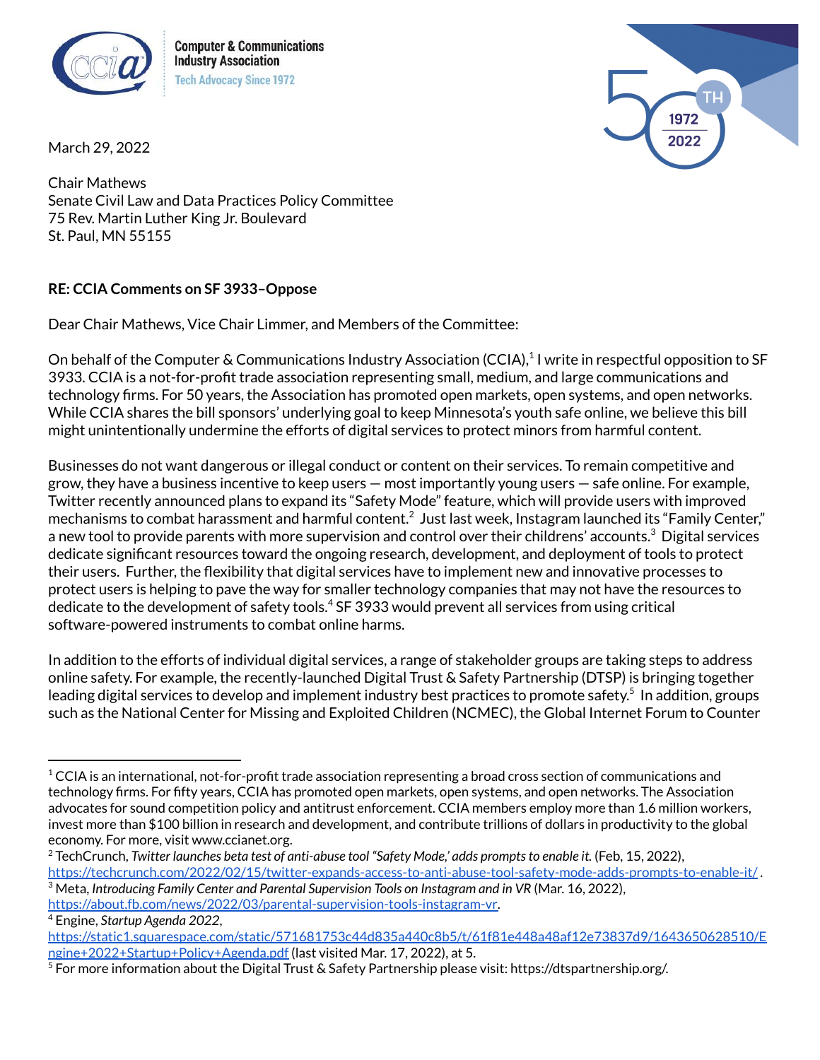Computer & Communications Industry Association
Tech Advocacy Since 1972

March 29, 2022

Chair Mathews
Senate Civil Law and Data Practices Policy Committee
75 Rev. Martin Luther King Jr. Boulevard
St. Paul, MN 55155

**RE: CCIA Comments on SF 3933–Oppose**

Dear Chair Mathews, Vice Chair Limmer, and Members of the Committee:

On behalf of the Computer & Communications Industry Association (CCIA),[1] I write in respectful opposition to SF 3933. CCIA is a not-for-profit trade association representing small, medium, and large communications and technology firms. For 50 years, the Association has promoted open markets, open systems, and open networks. While CCIA shares the bill sponsors' underlying goal to keep Minnesota's youth safe online, we believe this bill might unintentionally undermine the efforts of digital services to protect minors from harmful content.

Businesses do not want dangerous or illegal conduct or content on their services. To remain competitive and grow, they have a business incentive to keep users — most importantly young users — safe online. For example, Twitter recently announced plans to expand its "Safety Mode" feature, which will provide users with improved mechanisms to combat harassment and harmful content.[2] Just last week, Instagram launched its "Family Center," a new tool to provide parents with more supervision and control over their childrens' accounts.[3] Digital services dedicate significant resources toward the ongoing research, development, and deployment of tools to protect their users. Further, the flexibility that digital services have to implement new and innovative processes to protect users is helping to pave the way for smaller technology companies that may not have the resources to dedicate to the development of safety tools.[4] SF 3933 would prevent all services from using critical software-powered instruments to combat online harms.

In addition to the efforts of individual digital services, a range of stakeholder groups are taking steps to address online safety. For example, the recently-launched Digital Trust & Safety Partnership (DTSP) is bringing together leading digital services to develop and implement industry best practices to promote safety.[5] In addition, groups such as the National Center for Missing and Exploited Children (NCMEC), the Global Internet Forum to Counter

---

[1] CCIA is an international, not-for-profit trade association representing a broad cross section of communications and technology firms. For fifty years, CCIA has promoted open markets, open systems, and open networks. The Association advocates for sound competition policy and antitrust enforcement. CCIA members employ more than 1.6 million workers, invest more than $100 billion in research and development, and contribute trillions of dollars in productivity to the global economy. For more, visit www.ccianet.org.

[2] TechCrunch, *Twitter launches beta test of anti-abuse tool "Safety Mode,' adds prompts to enable it.* (Feb, 15, 2022), https://techcrunch.com/2022/02/15/twitter-expands-access-to-anti-abuse-tool-safety-mode-adds-prompts-to-enable-it/ .

[3] Meta, *Introducing Family Center and Parental Supervision Tools on Instagram and in VR* (Mar. 16, 2022), https://about.fb.com/news/2022/03/parental-supervision-tools-instagram-vr.

[4] Engine, *Startup Agenda 2022*, https://static1.squarespace.com/static/571681753c44d835a440c8b5/t/61f81e448a48af12e73837d9/1643650628510/Engine+2022+Startup+Policy+Agenda.pdf (last visited Mar. 17, 2022), at 5.

[5] For more information about the Digital Trust & Safety Partnership please visit: https://dtspartnership.org/.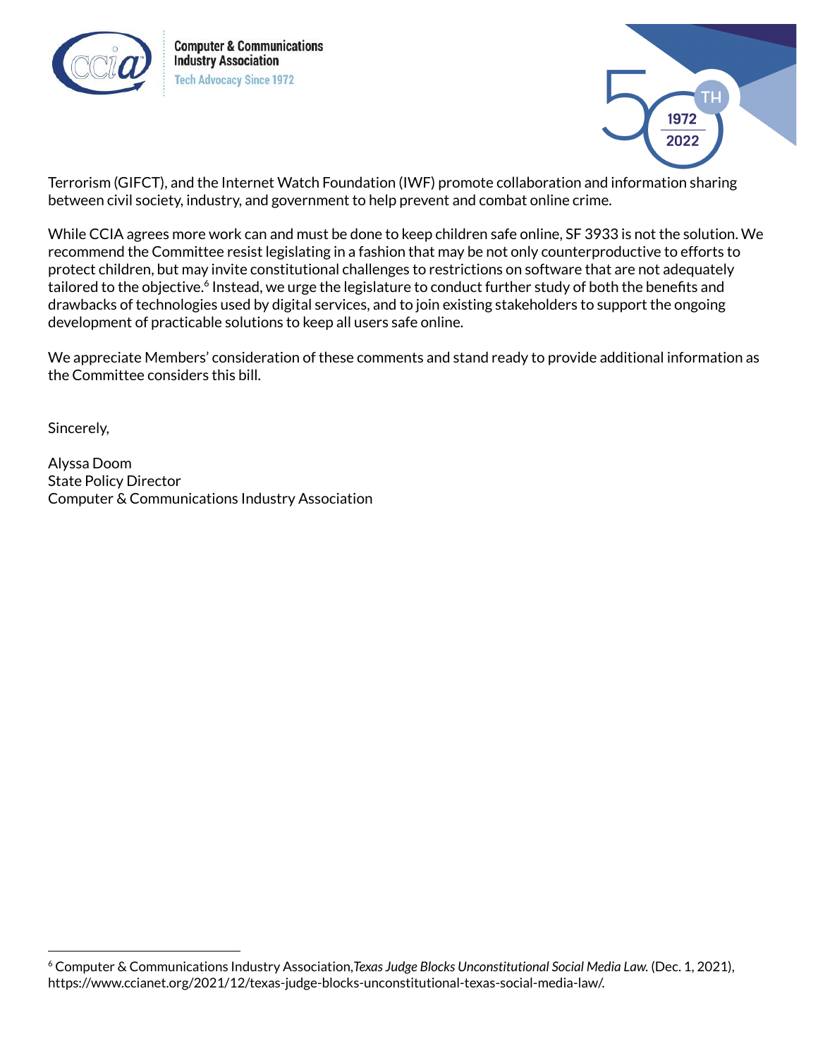Terrorism (GIFCT), and the Internet Watch Foundation (IWF) promote collaboration and information sharing between civil society, industry, and government to help prevent and combat online crime.

While CCIA agrees more work can and must be done to keep children safe online, SF 3933 is not the solution. We recommend the Committee resist legislating in a fashion that may be not only counterproductive to efforts to protect children, but may invite constitutional challenges to restrictions on software that are not adequately tailored to the objective.[6] Instead, we urge the legislature to conduct further study of both the benefits and drawbacks of technologies used by digital services, and to join existing stakeholders to support the ongoing development of practicable solutions to keep all users safe online.

We appreciate Members' consideration of these comments and stand ready to provide additional information as the Committee considers this bill.

Sincerely,

Alyssa Doom  
State Policy Director  
Computer & Communications Industry Association

---

[6] Computer & Communications Industry Association, *Texas Judge Blocks Unconstitutional Social Media Law.* (Dec. 1, 2021), https://www.ccianet.org/2021/12/texas-judge-blocks-unconstitutional-texas-social-media-law/.